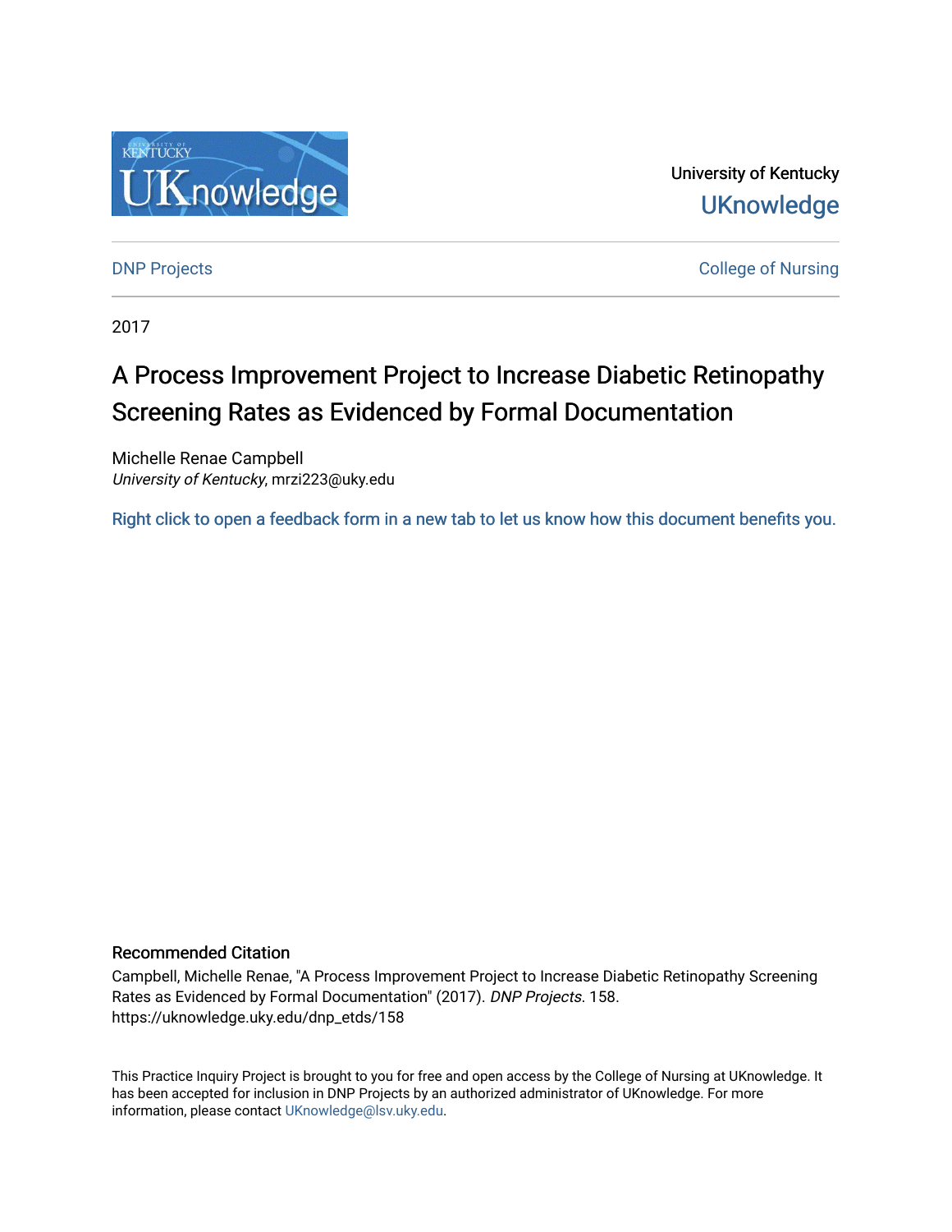University of Kentucky

UKnowledge

DNP Projects

College of Nursing

2017

# A Process Improvement Project to Increase Diabetic Retinopathy Screening Rates as Evidenced by Formal Documentation

Michelle Renae Campbell
*University of Kentucky*, mrzi223@uky.edu

Right click to open a feedback form in a new tab to let us know how this document benefits you.

## Recommended Citation

Campbell, Michelle Renae, "A Process Improvement Project to Increase Diabetic Retinopathy Screening Rates as Evidenced by Formal Documentation" (2017). *DNP Projects*. 158.
https://uknowledge.uky.edu/dnp_etds/158

This Practice Inquiry Project is brought to you for free and open access by the College of Nursing at UKnowledge. It has been accepted for inclusion in DNP Projects by an authorized administrator of UKnowledge. For more information, please contact UKnowledge@lsv.uky.edu.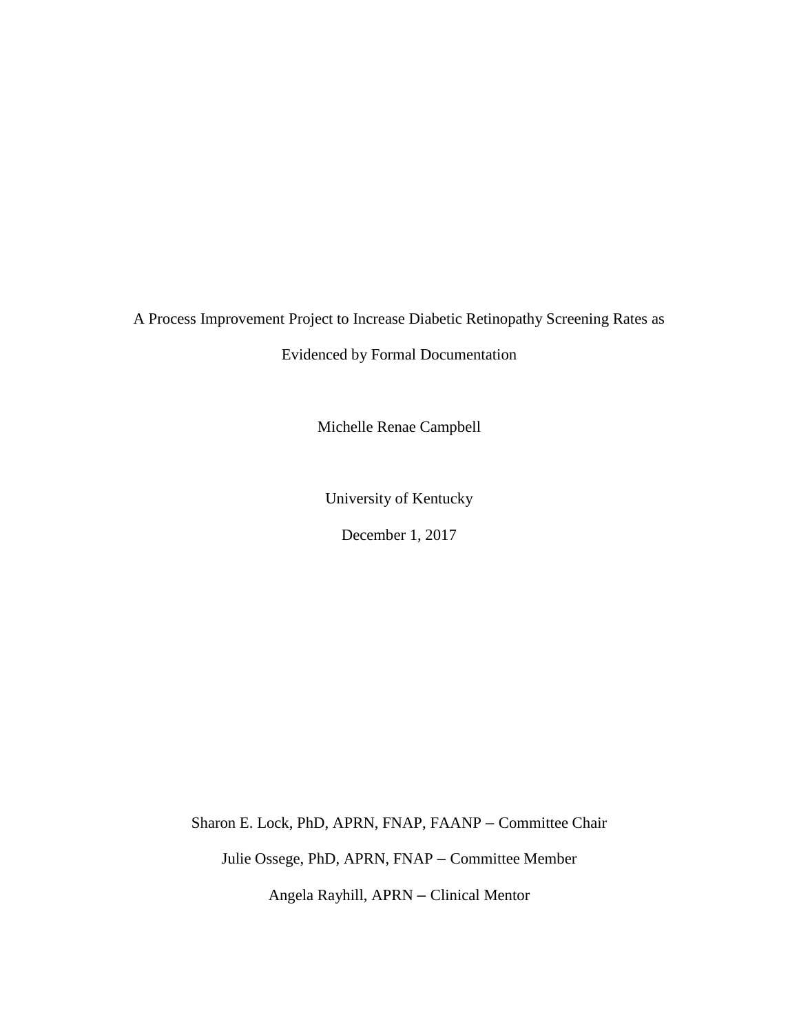A Process Improvement Project to Increase Diabetic Retinopathy Screening Rates as Evidenced by Formal Documentation

Michelle Renae Campbell

University of Kentucky

December 1, 2017

Sharon E. Lock, PhD, APRN, FNAP, FAANP – Committee Chair

Julie Ossege, PhD, APRN, FNAP – Committee Member

Angela Rayhill, APRN – Clinical Mentor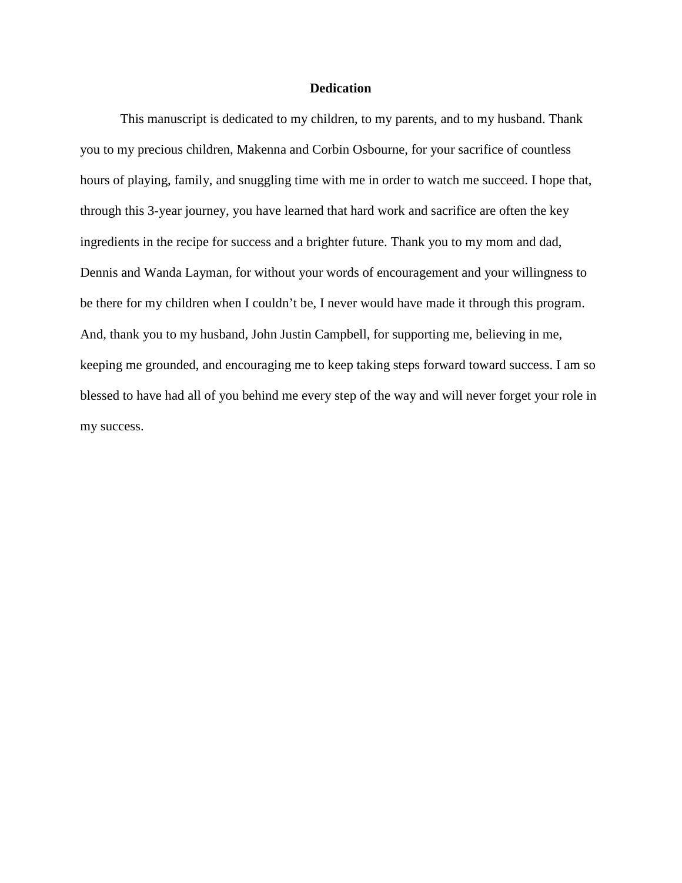# Dedication

This manuscript is dedicated to my children, to my parents, and to my husband. Thank you to my precious children, Makenna and Corbin Osbourne, for your sacrifice of countless hours of playing, family, and snuggling time with me in order to watch me succeed. I hope that, through this 3-year journey, you have learned that hard work and sacrifice are often the key ingredients in the recipe for success and a brighter future. Thank you to my mom and dad, Dennis and Wanda Layman, for without your words of encouragement and your willingness to be there for my children when I couldn't be, I never would have made it through this program. And, thank you to my husband, John Justin Campbell, for supporting me, believing in me, keeping me grounded, and encouraging me to keep taking steps forward toward success. I am so blessed to have had all of you behind me every step of the way and will never forget your role in my success.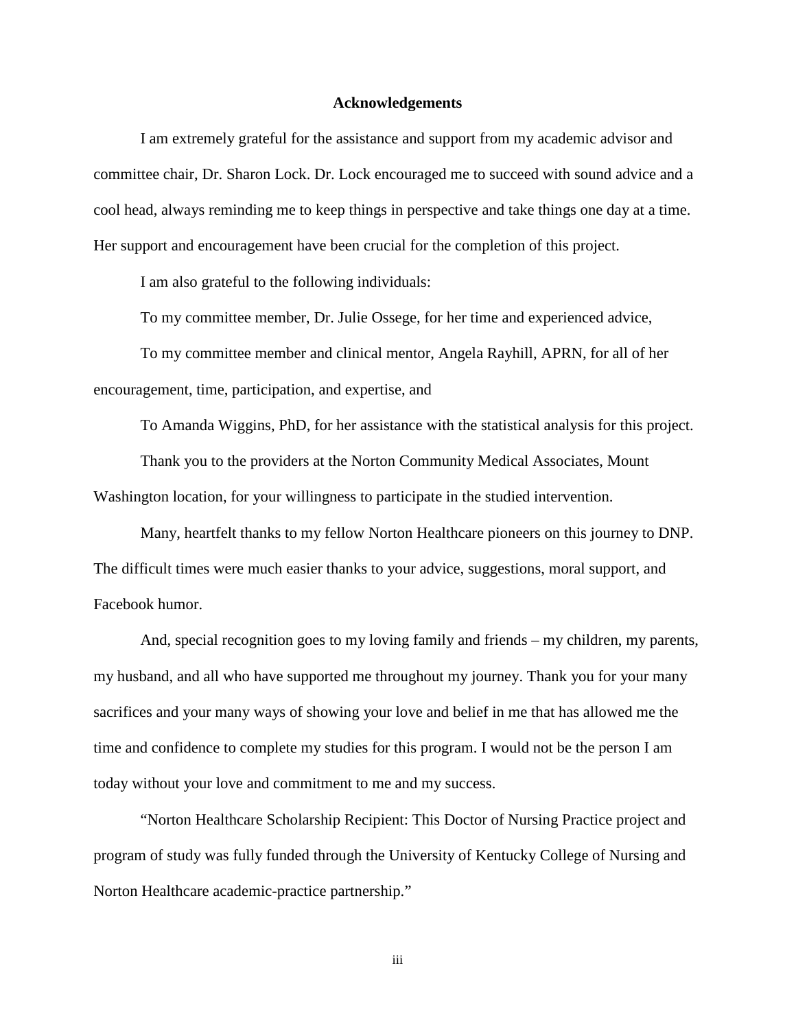# Acknowledgements

I am extremely grateful for the assistance and support from my academic advisor and committee chair, Dr. Sharon Lock. Dr. Lock encouraged me to succeed with sound advice and a cool head, always reminding me to keep things in perspective and take things one day at a time. Her support and encouragement have been crucial for the completion of this project.

I am also grateful to the following individuals:

To my committee member, Dr. Julie Ossege, for her time and experienced advice,

To my committee member and clinical mentor, Angela Rayhill, APRN, for all of her encouragement, time, participation, and expertise, and

To Amanda Wiggins, PhD, for her assistance with the statistical analysis for this project.

Thank you to the providers at the Norton Community Medical Associates, Mount Washington location, for your willingness to participate in the studied intervention.

Many, heartfelt thanks to my fellow Norton Healthcare pioneers on this journey to DNP. The difficult times were much easier thanks to your advice, suggestions, moral support, and Facebook humor.

And, special recognition goes to my loving family and friends – my children, my parents, my husband, and all who have supported me throughout my journey. Thank you for your many sacrifices and your many ways of showing your love and belief in me that has allowed me the time and confidence to complete my studies for this program. I would not be the person I am today without your love and commitment to me and my success.

"Norton Healthcare Scholarship Recipient: This Doctor of Nursing Practice project and program of study was fully funded through the University of Kentucky College of Nursing and Norton Healthcare academic-practice partnership."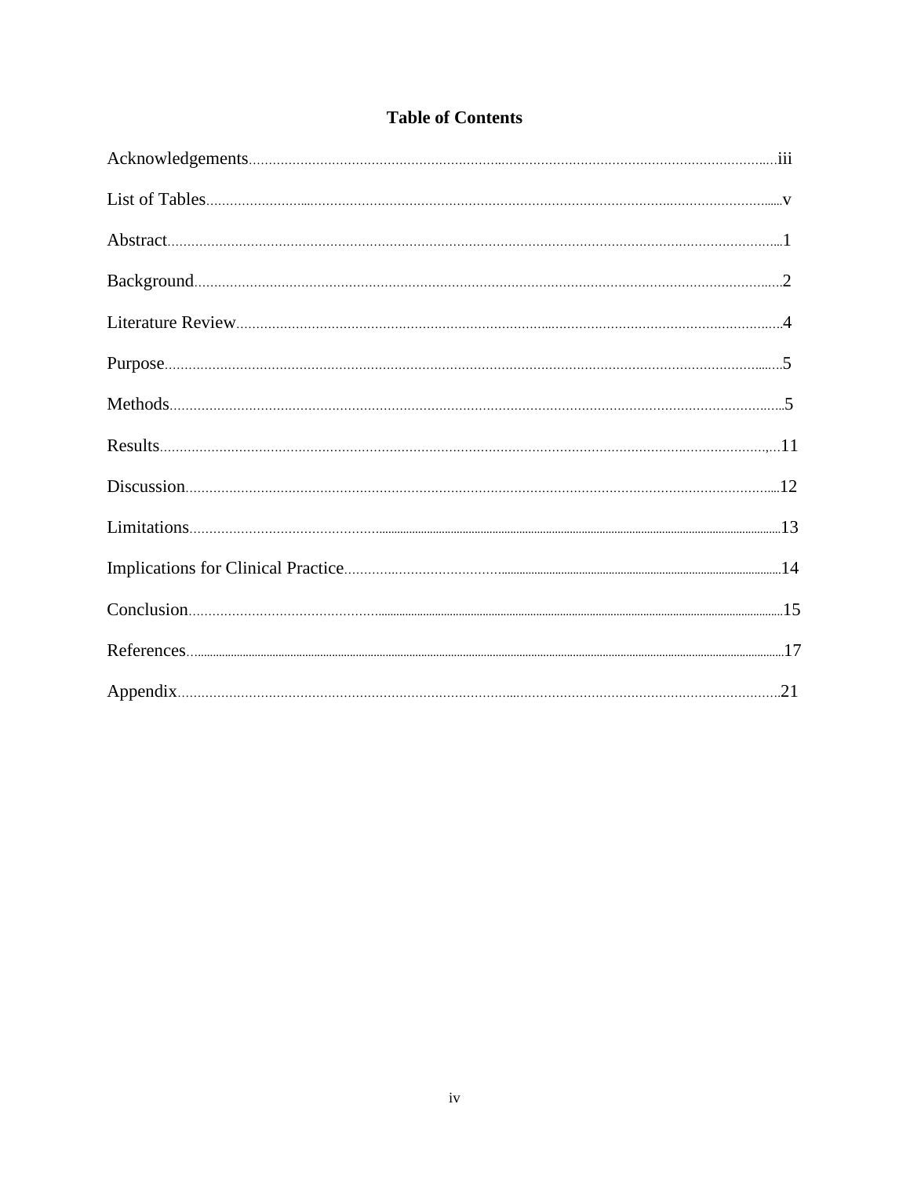# Table of Contents

| Section | Page |
|---|---|
| Acknowledgements | iii |
| List of Tables | v |
| Abstract | 1 |
| Background | 2 |
| Literature Review | 4 |
| Purpose | 5 |
| Methods | 5 |
| Results | 11 |
| Discussion | 12 |
| Limitations | 13 |
| Implications for Clinical Practice | 14 |
| Conclusion | 15 |
| References | 17 |
| Appendix | 21 |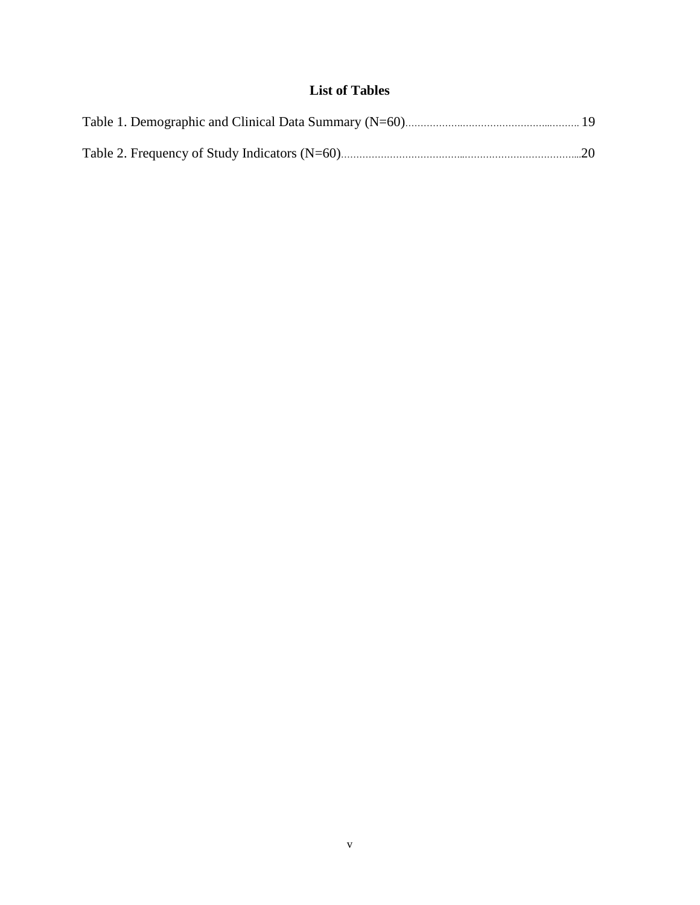## List of Tables

Table 1. Demographic and Clinical Data Summary (N=60)........................................................ 19

Table 2. Frequency of Study Indicators (N=60)..............................................................................20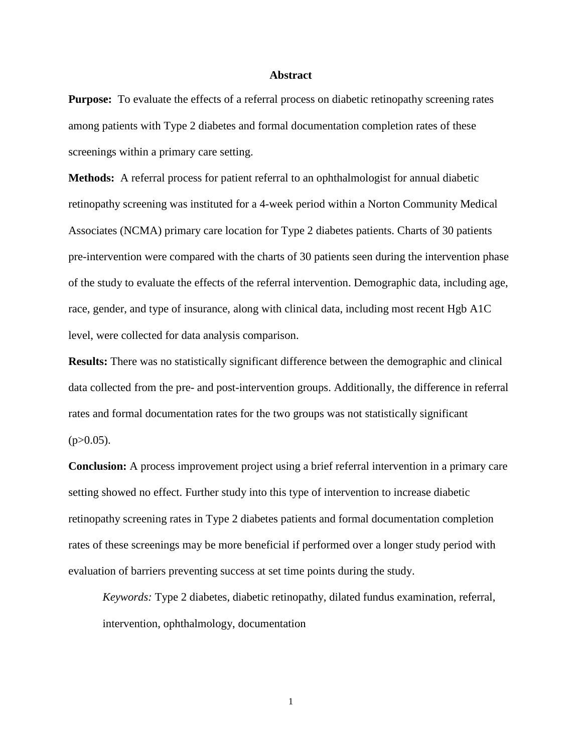# Abstract

**Purpose:** To evaluate the effects of a referral process on diabetic retinopathy screening rates among patients with Type 2 diabetes and formal documentation completion rates of these screenings within a primary care setting.

**Methods:** A referral process for patient referral to an ophthalmologist for annual diabetic retinopathy screening was instituted for a 4-week period within a Norton Community Medical Associates (NCMA) primary care location for Type 2 diabetes patients. Charts of 30 patients pre-intervention were compared with the charts of 30 patients seen during the intervention phase of the study to evaluate the effects of the referral intervention. Demographic data, including age, race, gender, and type of insurance, along with clinical data, including most recent Hgb A1C level, were collected for data analysis comparison.

**Results:** There was no statistically significant difference between the demographic and clinical data collected from the pre- and post-intervention groups. Additionally, the difference in referral rates and formal documentation rates for the two groups was not statistically significant ($p>0.05$).

**Conclusion:** A process improvement project using a brief referral intervention in a primary care setting showed no effect. Further study into this type of intervention to increase diabetic retinopathy screening rates in Type 2 diabetes patients and formal documentation completion rates of these screenings may be more beneficial if performed over a longer study period with evaluation of barriers preventing success at set time points during the study.

*Keywords:* Type 2 diabetes, diabetic retinopathy, dilated fundus examination, referral, intervention, ophthalmology, documentation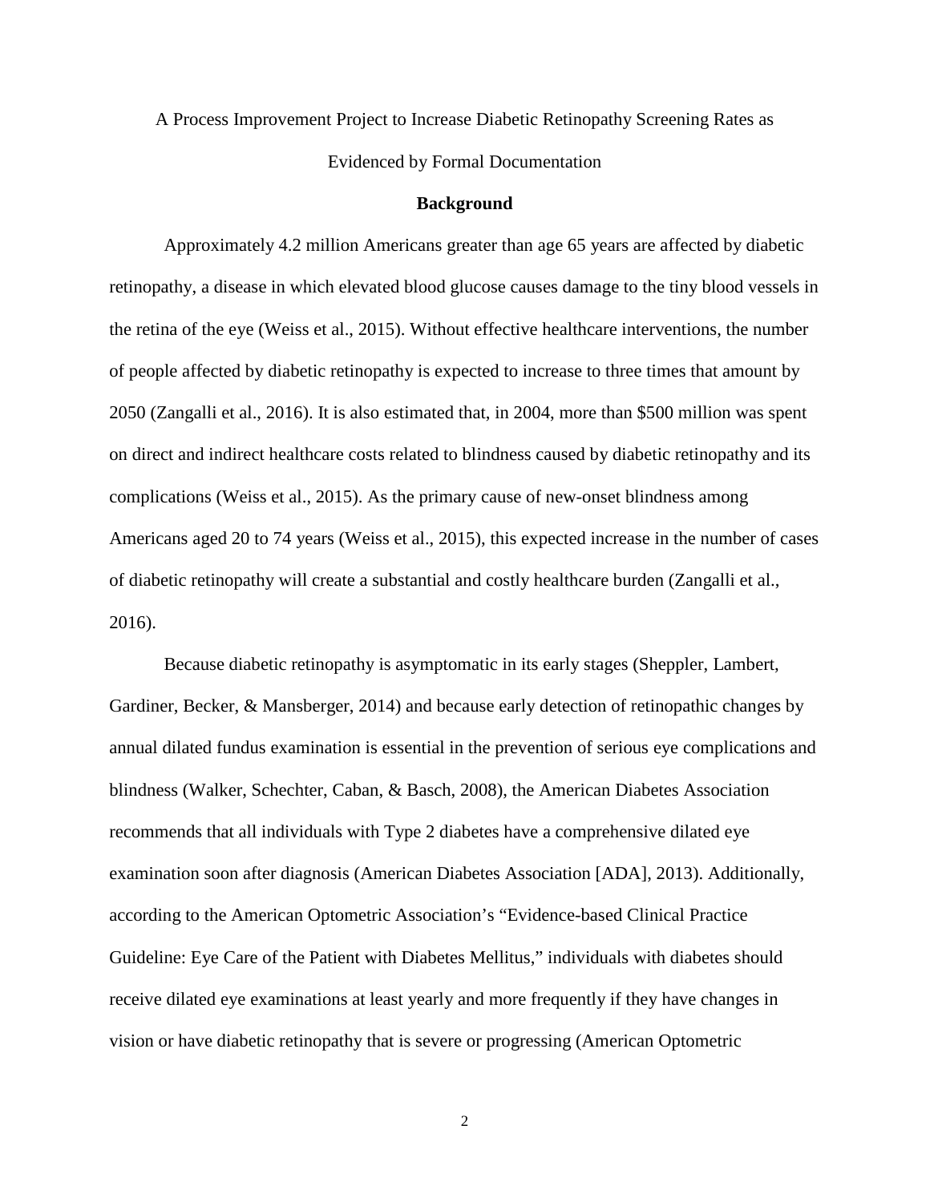A Process Improvement Project to Increase Diabetic Retinopathy Screening Rates as Evidenced by Formal Documentation

## Background

Approximately 4.2 million Americans greater than age 65 years are affected by diabetic retinopathy, a disease in which elevated blood glucose causes damage to the tiny blood vessels in the retina of the eye (Weiss et al., 2015). Without effective healthcare interventions, the number of people affected by diabetic retinopathy is expected to increase to three times that amount by 2050 (Zangalli et al., 2016). It is also estimated that, in 2004, more than $500 million was spent on direct and indirect healthcare costs related to blindness caused by diabetic retinopathy and its complications (Weiss et al., 2015). As the primary cause of new-onset blindness among Americans aged 20 to 74 years (Weiss et al., 2015), this expected increase in the number of cases of diabetic retinopathy will create a substantial and costly healthcare burden (Zangalli et al., 2016).

Because diabetic retinopathy is asymptomatic in its early stages (Sheppler, Lambert, Gardiner, Becker, & Mansberger, 2014) and because early detection of retinopathic changes by annual dilated fundus examination is essential in the prevention of serious eye complications and blindness (Walker, Schechter, Caban, & Basch, 2008), the American Diabetes Association recommends that all individuals with Type 2 diabetes have a comprehensive dilated eye examination soon after diagnosis (American Diabetes Association [ADA], 2013). Additionally, according to the American Optometric Association's "Evidence-based Clinical Practice Guideline: Eye Care of the Patient with Diabetes Mellitus," individuals with diabetes should receive dilated eye examinations at least yearly and more frequently if they have changes in vision or have diabetic retinopathy that is severe or progressing (American Optometric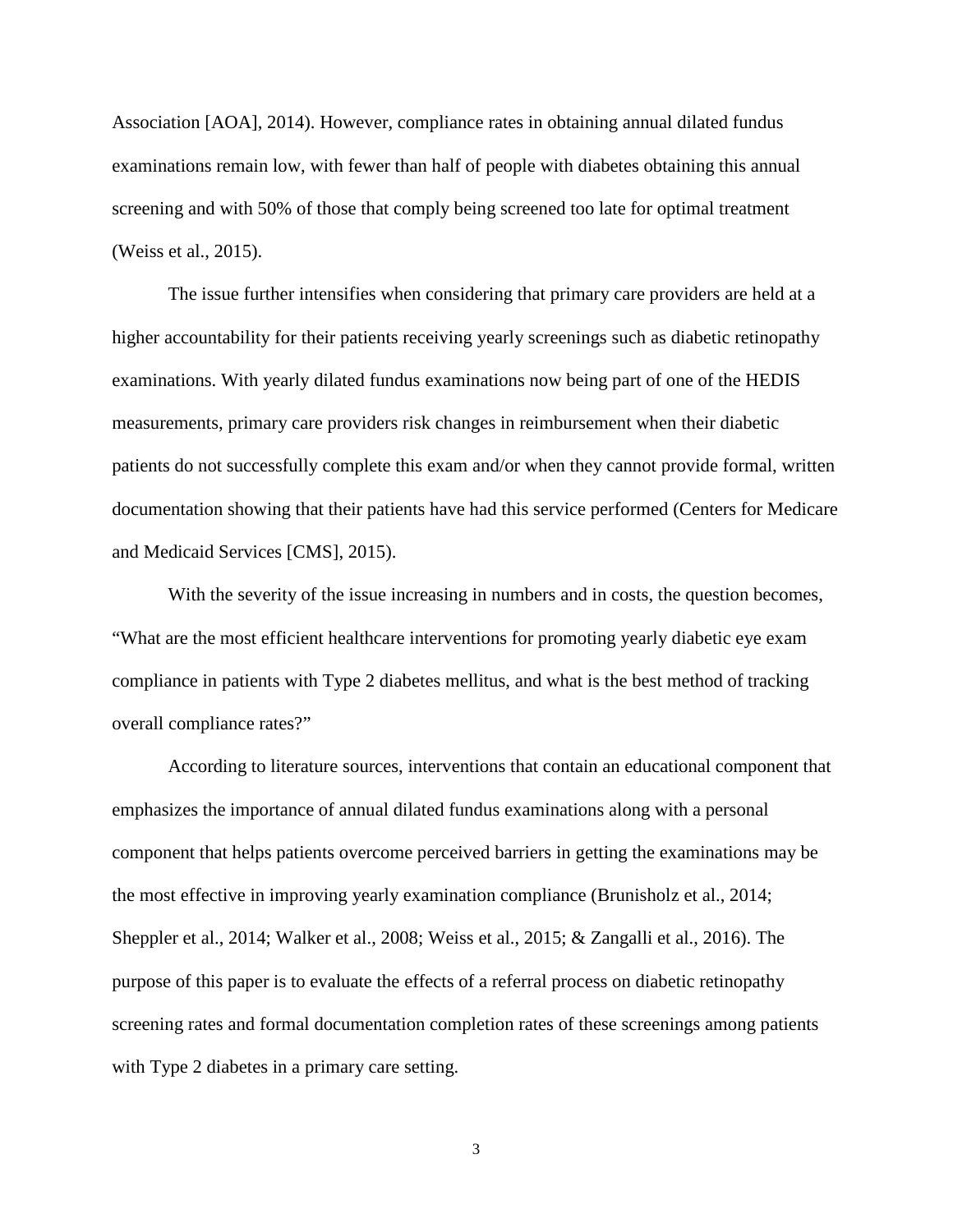Association [AOA], 2014). However, compliance rates in obtaining annual dilated fundus examinations remain low, with fewer than half of people with diabetes obtaining this annual screening and with 50% of those that comply being screened too late for optimal treatment (Weiss et al., 2015).

The issue further intensifies when considering that primary care providers are held at a higher accountability for their patients receiving yearly screenings such as diabetic retinopathy examinations. With yearly dilated fundus examinations now being part of one of the HEDIS measurements, primary care providers risk changes in reimbursement when their diabetic patients do not successfully complete this exam and/or when they cannot provide formal, written documentation showing that their patients have had this service performed (Centers for Medicare and Medicaid Services [CMS], 2015).

With the severity of the issue increasing in numbers and in costs, the question becomes, "What are the most efficient healthcare interventions for promoting yearly diabetic eye exam compliance in patients with Type 2 diabetes mellitus, and what is the best method of tracking overall compliance rates?"

According to literature sources, interventions that contain an educational component that emphasizes the importance of annual dilated fundus examinations along with a personal component that helps patients overcome perceived barriers in getting the examinations may be the most effective in improving yearly examination compliance (Brunisholz et al., 2014; Sheppler et al., 2014; Walker et al., 2008; Weiss et al., 2015; & Zangalli et al., 2016). The purpose of this paper is to evaluate the effects of a referral process on diabetic retinopathy screening rates and formal documentation completion rates of these screenings among patients with Type 2 diabetes in a primary care setting.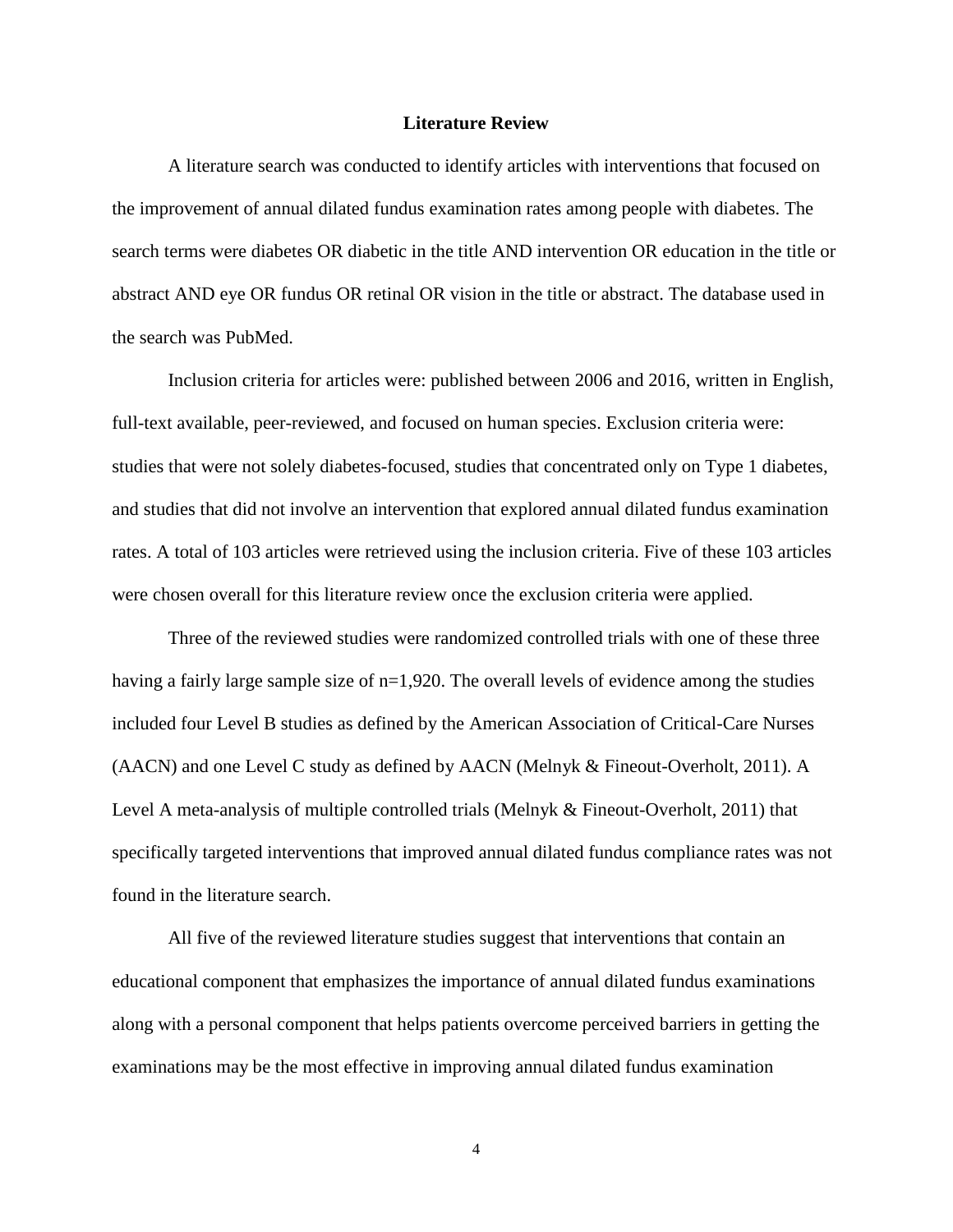## Literature Review

A literature search was conducted to identify articles with interventions that focused on the improvement of annual dilated fundus examination rates among people with diabetes. The search terms were diabetes OR diabetic in the title AND intervention OR education in the title or abstract AND eye OR fundus OR retinal OR vision in the title or abstract. The database used in the search was PubMed.

Inclusion criteria for articles were: published between 2006 and 2016, written in English, full-text available, peer-reviewed, and focused on human species. Exclusion criteria were: studies that were not solely diabetes-focused, studies that concentrated only on Type 1 diabetes, and studies that did not involve an intervention that explored annual dilated fundus examination rates. A total of 103 articles were retrieved using the inclusion criteria. Five of these 103 articles were chosen overall for this literature review once the exclusion criteria were applied.

Three of the reviewed studies were randomized controlled trials with one of these three having a fairly large sample size of n=1,920. The overall levels of evidence among the studies included four Level B studies as defined by the American Association of Critical-Care Nurses (AACN) and one Level C study as defined by AACN (Melnyk & Fineout-Overholt, 2011). A Level A meta-analysis of multiple controlled trials (Melnyk & Fineout-Overholt, 2011) that specifically targeted interventions that improved annual dilated fundus compliance rates was not found in the literature search.

All five of the reviewed literature studies suggest that interventions that contain an educational component that emphasizes the importance of annual dilated fundus examinations along with a personal component that helps patients overcome perceived barriers in getting the examinations may be the most effective in improving annual dilated fundus examination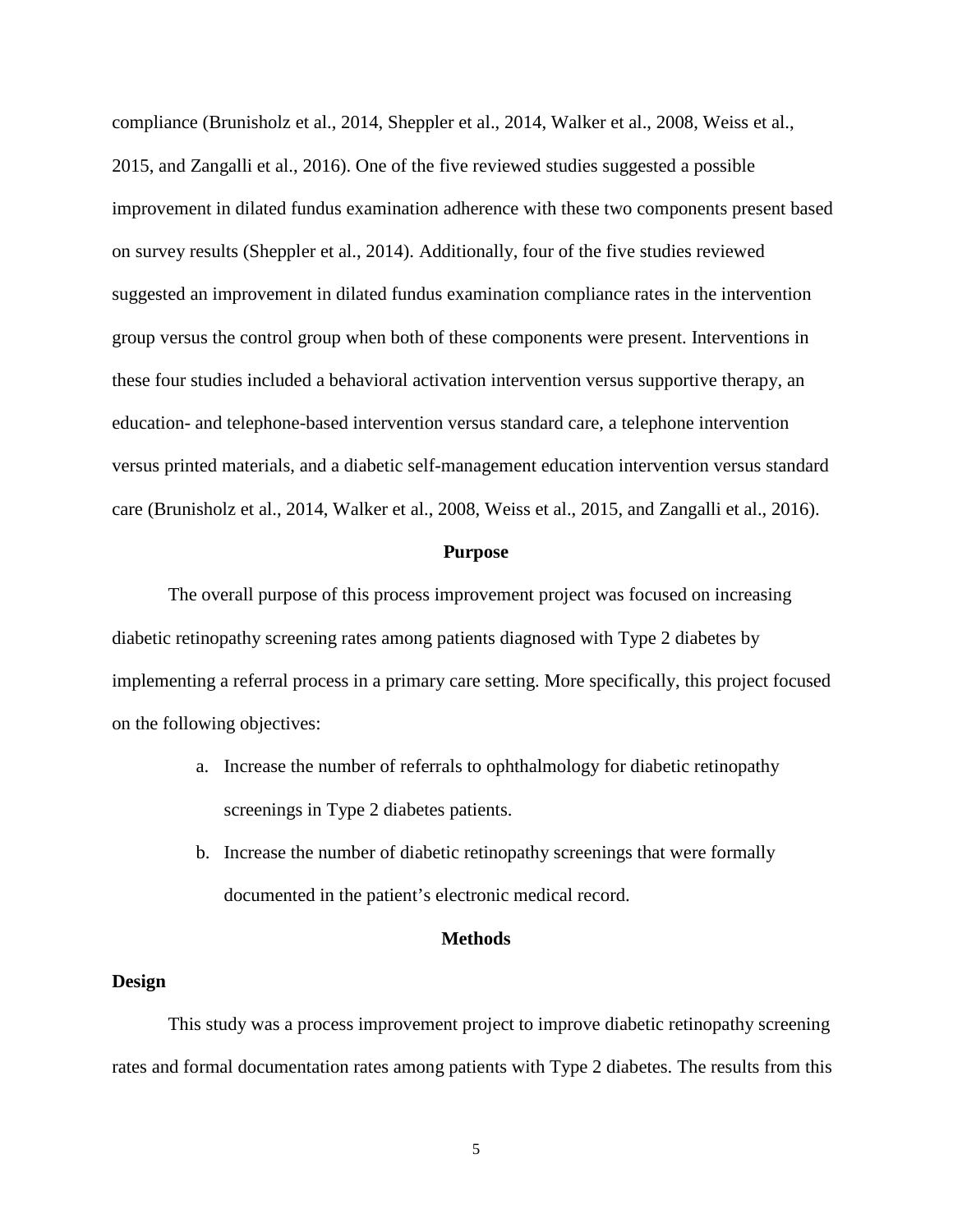compliance (Brunisholz et al., 2014, Sheppler et al., 2014, Walker et al., 2008, Weiss et al., 2015, and Zangalli et al., 2016). One of the five reviewed studies suggested a possible improvement in dilated fundus examination adherence with these two components present based on survey results (Sheppler et al., 2014). Additionally, four of the five studies reviewed suggested an improvement in dilated fundus examination compliance rates in the intervention group versus the control group when both of these components were present. Interventions in these four studies included a behavioral activation intervention versus supportive therapy, an education- and telephone-based intervention versus standard care, a telephone intervention versus printed materials, and a diabetic self-management education intervention versus standard care (Brunisholz et al., 2014, Walker et al., 2008, Weiss et al., 2015, and Zangalli et al., 2016).

## Purpose

The overall purpose of this process improvement project was focused on increasing diabetic retinopathy screening rates among patients diagnosed with Type 2 diabetes by implementing a referral process in a primary care setting. More specifically, this project focused on the following objectives:

a. Increase the number of referrals to ophthalmology for diabetic retinopathy screenings in Type 2 diabetes patients.

b. Increase the number of diabetic retinopathy screenings that were formally documented in the patient's electronic medical record.

## Methods

### Design

This study was a process improvement project to improve diabetic retinopathy screening rates and formal documentation rates among patients with Type 2 diabetes. The results from this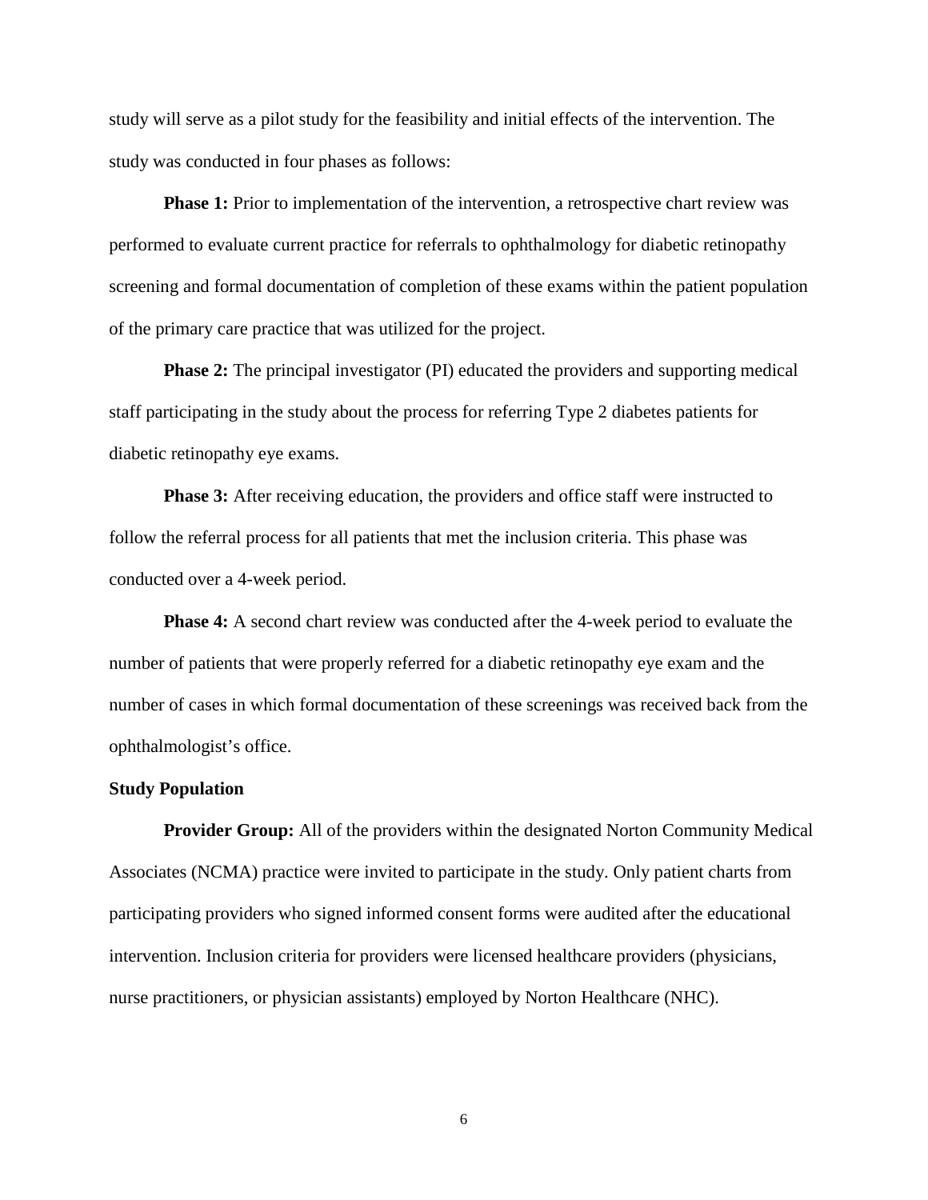study will serve as a pilot study for the feasibility and initial effects of the intervention. The study was conducted in four phases as follows:

**Phase 1:** Prior to implementation of the intervention, a retrospective chart review was performed to evaluate current practice for referrals to ophthalmology for diabetic retinopathy screening and formal documentation of completion of these exams within the patient population of the primary care practice that was utilized for the project.

**Phase 2:** The principal investigator (PI) educated the providers and supporting medical staff participating in the study about the process for referring Type 2 diabetes patients for diabetic retinopathy eye exams.

**Phase 3:** After receiving education, the providers and office staff were instructed to follow the referral process for all patients that met the inclusion criteria. This phase was conducted over a 4-week period.

**Phase 4:** A second chart review was conducted after the 4-week period to evaluate the number of patients that were properly referred for a diabetic retinopathy eye exam and the number of cases in which formal documentation of these screenings was received back from the ophthalmologist's office.

### Study Population

**Provider Group:** All of the providers within the designated Norton Community Medical Associates (NCMA) practice were invited to participate in the study. Only patient charts from participating providers who signed informed consent forms were audited after the educational intervention. Inclusion criteria for providers were licensed healthcare providers (physicians, nurse practitioners, or physician assistants) employed by Norton Healthcare (NHC).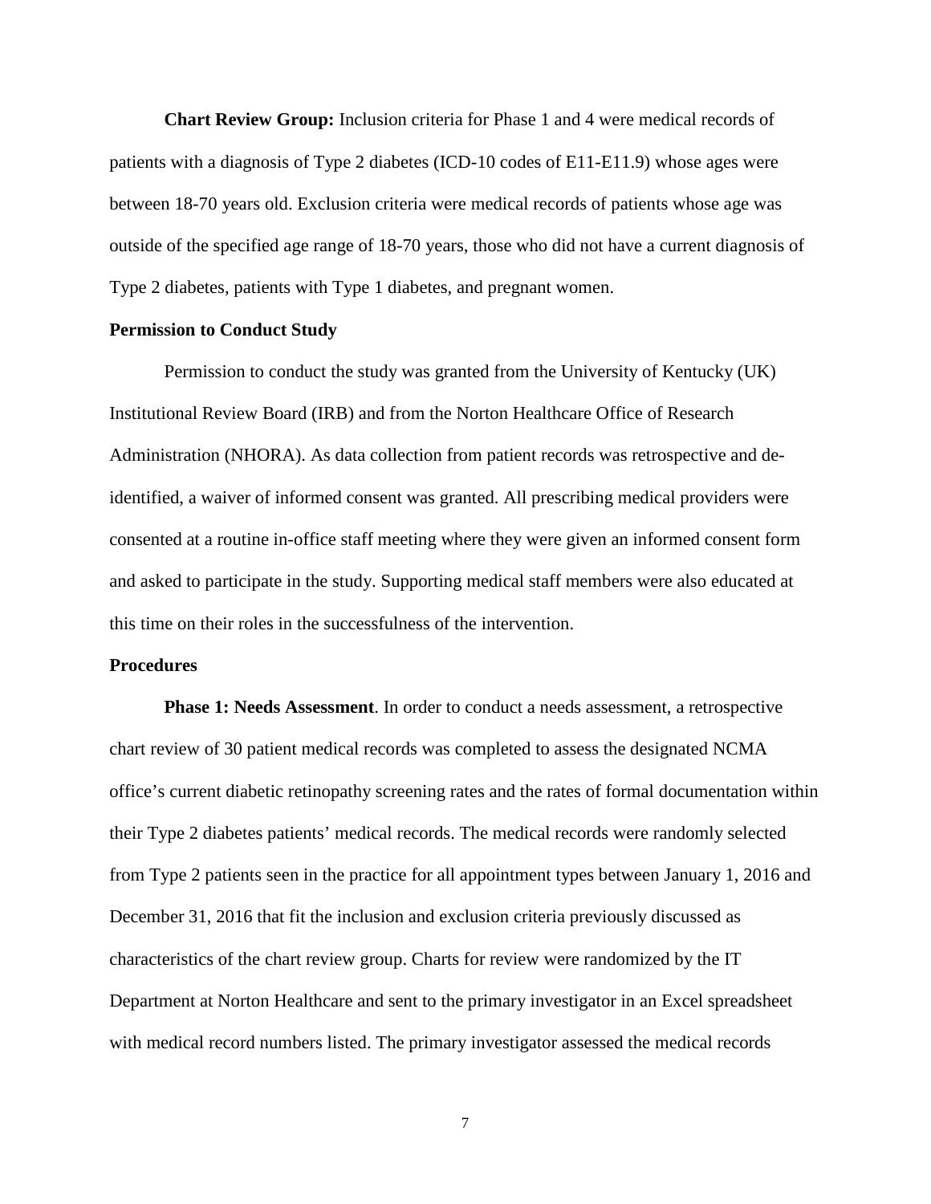**Chart Review Group:** Inclusion criteria for Phase 1 and 4 were medical records of patients with a diagnosis of Type 2 diabetes (ICD-10 codes of E11-E11.9) whose ages were between 18-70 years old. Exclusion criteria were medical records of patients whose age was outside of the specified age range of 18-70 years, those who did not have a current diagnosis of Type 2 diabetes, patients with Type 1 diabetes, and pregnant women.

## Permission to Conduct Study

Permission to conduct the study was granted from the University of Kentucky (UK) Institutional Review Board (IRB) and from the Norton Healthcare Office of Research Administration (NHORA). As data collection from patient records was retrospective and de-identified, a waiver of informed consent was granted. All prescribing medical providers were consented at a routine in-office staff meeting where they were given an informed consent form and asked to participate in the study. Supporting medical staff members were also educated at this time on their roles in the successfulness of the intervention.

## Procedures

**Phase 1: Needs Assessment**. In order to conduct a needs assessment, a retrospective chart review of 30 patient medical records was completed to assess the designated NCMA office's current diabetic retinopathy screening rates and the rates of formal documentation within their Type 2 diabetes patients' medical records. The medical records were randomly selected from Type 2 patients seen in the practice for all appointment types between January 1, 2016 and December 31, 2016 that fit the inclusion and exclusion criteria previously discussed as characteristics of the chart review group. Charts for review were randomized by the IT Department at Norton Healthcare and sent to the primary investigator in an Excel spreadsheet with medical record numbers listed. The primary investigator assessed the medical records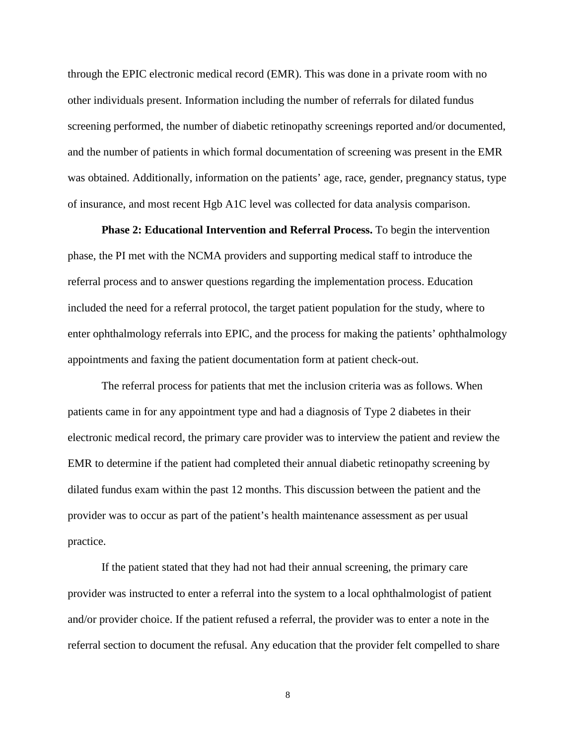through the EPIC electronic medical record (EMR). This was done in a private room with no other individuals present. Information including the number of referrals for dilated fundus screening performed, the number of diabetic retinopathy screenings reported and/or documented, and the number of patients in which formal documentation of screening was present in the EMR was obtained. Additionally, information on the patients' age, race, gender, pregnancy status, type of insurance, and most recent Hgb A1C level was collected for data analysis comparison.

**Phase 2: Educational Intervention and Referral Process.** To begin the intervention phase, the PI met with the NCMA providers and supporting medical staff to introduce the referral process and to answer questions regarding the implementation process. Education included the need for a referral protocol, the target patient population for the study, where to enter ophthalmology referrals into EPIC, and the process for making the patients' ophthalmology appointments and faxing the patient documentation form at patient check-out.

The referral process for patients that met the inclusion criteria was as follows. When patients came in for any appointment type and had a diagnosis of Type 2 diabetes in their electronic medical record, the primary care provider was to interview the patient and review the EMR to determine if the patient had completed their annual diabetic retinopathy screening by dilated fundus exam within the past 12 months. This discussion between the patient and the provider was to occur as part of the patient's health maintenance assessment as per usual practice.

If the patient stated that they had not had their annual screening, the primary care provider was instructed to enter a referral into the system to a local ophthalmologist of patient and/or provider choice. If the patient refused a referral, the provider was to enter a note in the referral section to document the refusal. Any education that the provider felt compelled to share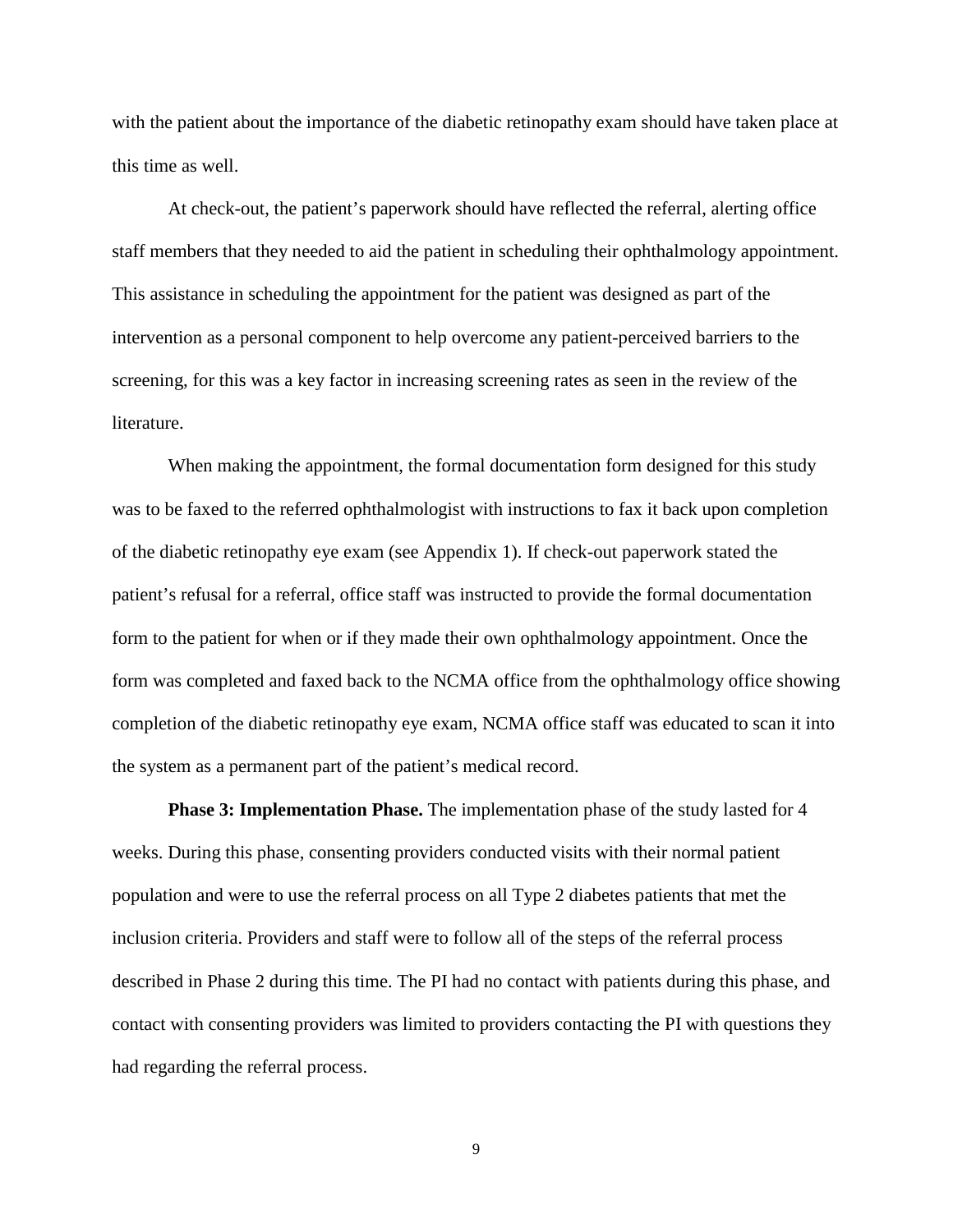with the patient about the importance of the diabetic retinopathy exam should have taken place at this time as well.

At check-out, the patient's paperwork should have reflected the referral, alerting office staff members that they needed to aid the patient in scheduling their ophthalmology appointment. This assistance in scheduling the appointment for the patient was designed as part of the intervention as a personal component to help overcome any patient-perceived barriers to the screening, for this was a key factor in increasing screening rates as seen in the review of the literature.

When making the appointment, the formal documentation form designed for this study was to be faxed to the referred ophthalmologist with instructions to fax it back upon completion of the diabetic retinopathy eye exam (see Appendix 1). If check-out paperwork stated the patient's refusal for a referral, office staff was instructed to provide the formal documentation form to the patient for when or if they made their own ophthalmology appointment. Once the form was completed and faxed back to the NCMA office from the ophthalmology office showing completion of the diabetic retinopathy eye exam, NCMA office staff was educated to scan it into the system as a permanent part of the patient's medical record.

**Phase 3: Implementation Phase.** The implementation phase of the study lasted for 4 weeks. During this phase, consenting providers conducted visits with their normal patient population and were to use the referral process on all Type 2 diabetes patients that met the inclusion criteria. Providers and staff were to follow all of the steps of the referral process described in Phase 2 during this time. The PI had no contact with patients during this phase, and contact with consenting providers was limited to providers contacting the PI with questions they had regarding the referral process.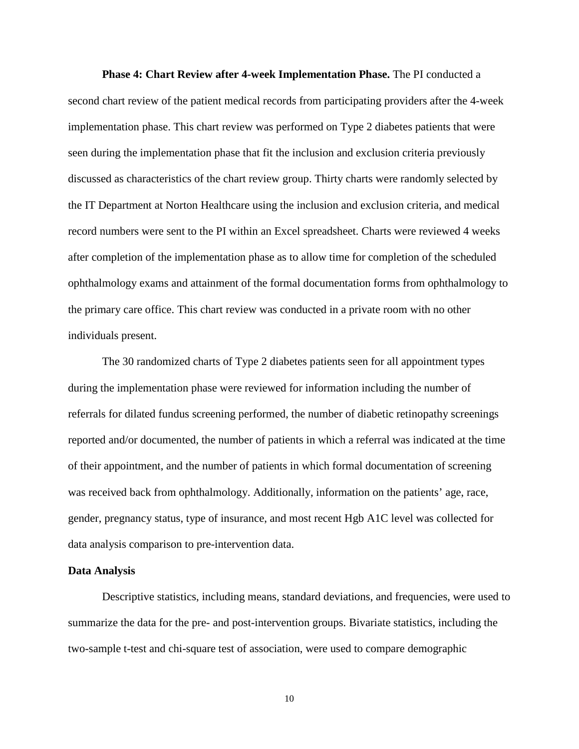**Phase 4: Chart Review after 4-week Implementation Phase.** The PI conducted a second chart review of the patient medical records from participating providers after the 4-week implementation phase. This chart review was performed on Type 2 diabetes patients that were seen during the implementation phase that fit the inclusion and exclusion criteria previously discussed as characteristics of the chart review group. Thirty charts were randomly selected by the IT Department at Norton Healthcare using the inclusion and exclusion criteria, and medical record numbers were sent to the PI within an Excel spreadsheet. Charts were reviewed 4 weeks after completion of the implementation phase as to allow time for completion of the scheduled ophthalmology exams and attainment of the formal documentation forms from ophthalmology to the primary care office. This chart review was conducted in a private room with no other individuals present.

The 30 randomized charts of Type 2 diabetes patients seen for all appointment types during the implementation phase were reviewed for information including the number of referrals for dilated fundus screening performed, the number of diabetic retinopathy screenings reported and/or documented, the number of patients in which a referral was indicated at the time of their appointment, and the number of patients in which formal documentation of screening was received back from ophthalmology. Additionally, information on the patients' age, race, gender, pregnancy status, type of insurance, and most recent Hgb A1C level was collected for data analysis comparison to pre-intervention data.

## Data Analysis

Descriptive statistics, including means, standard deviations, and frequencies, were used to summarize the data for the pre- and post-intervention groups. Bivariate statistics, including the two-sample t-test and chi-square test of association, were used to compare demographic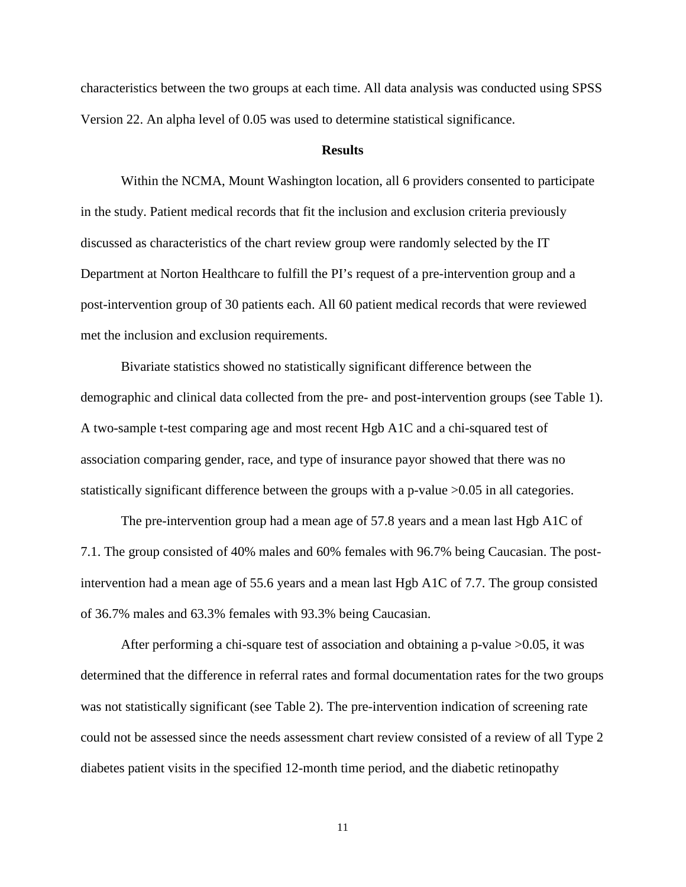characteristics between the two groups at each time. All data analysis was conducted using SPSS Version 22. An alpha level of 0.05 was used to determine statistical significance.

## Results

Within the NCMA, Mount Washington location, all 6 providers consented to participate in the study. Patient medical records that fit the inclusion and exclusion criteria previously discussed as characteristics of the chart review group were randomly selected by the IT Department at Norton Healthcare to fulfill the PI's request of a pre-intervention group and a post-intervention group of 30 patients each. All 60 patient medical records that were reviewed met the inclusion and exclusion requirements.

Bivariate statistics showed no statistically significant difference between the demographic and clinical data collected from the pre- and post-intervention groups (see Table 1). A two-sample t-test comparing age and most recent Hgb A1C and a chi-squared test of association comparing gender, race, and type of insurance payor showed that there was no statistically significant difference between the groups with a p-value >0.05 in all categories.

The pre-intervention group had a mean age of 57.8 years and a mean last Hgb A1C of 7.1. The group consisted of 40% males and 60% females with 96.7% being Caucasian. The post-intervention had a mean age of 55.6 years and a mean last Hgb A1C of 7.7. The group consisted of 36.7% males and 63.3% females with 93.3% being Caucasian.

After performing a chi-square test of association and obtaining a p-value >0.05, it was determined that the difference in referral rates and formal documentation rates for the two groups was not statistically significant (see Table 2). The pre-intervention indication of screening rate could not be assessed since the needs assessment chart review consisted of a review of all Type 2 diabetes patient visits in the specified 12-month time period, and the diabetic retinopathy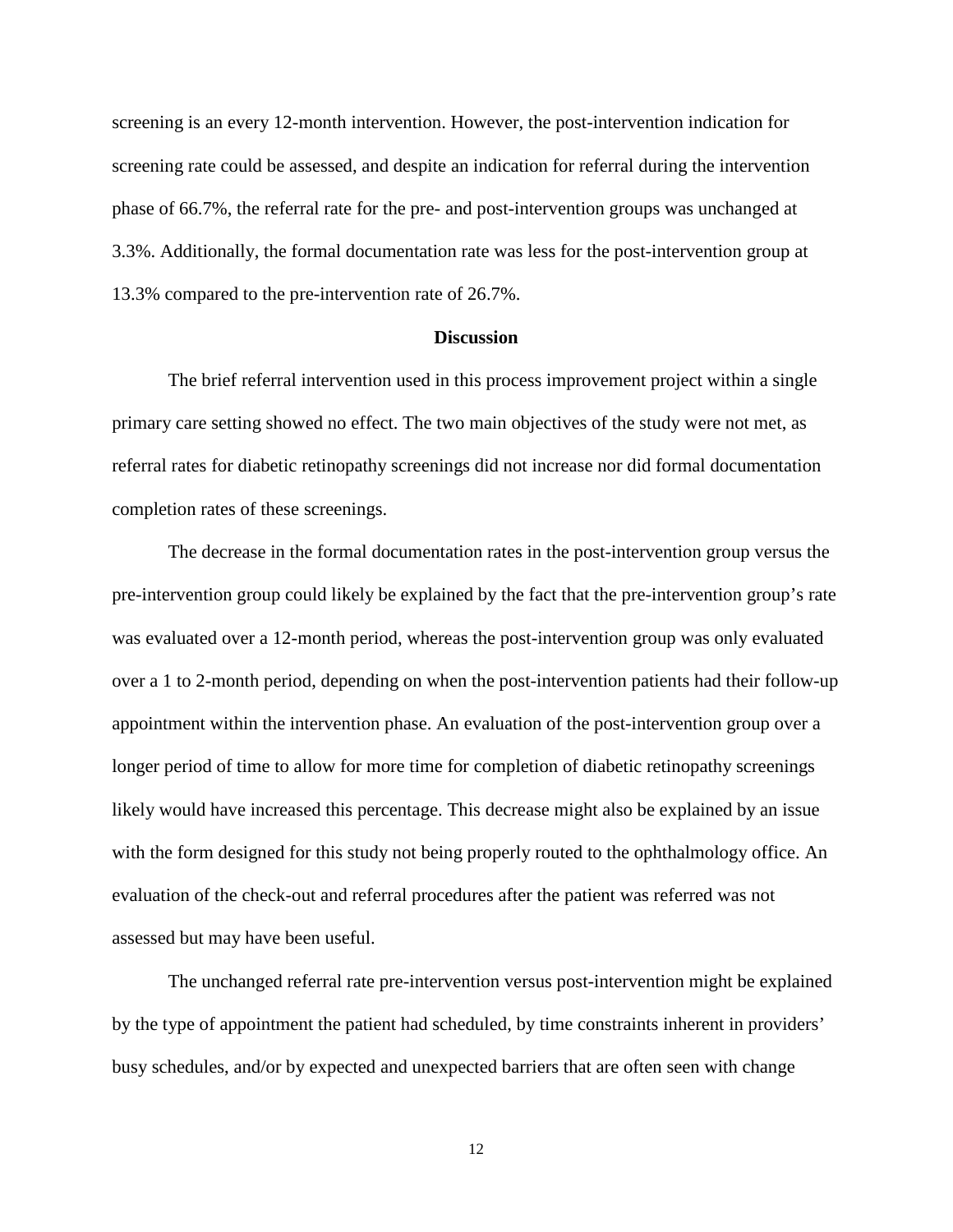screening is an every 12-month intervention. However, the post-intervention indication for screening rate could be assessed, and despite an indication for referral during the intervention phase of 66.7%, the referral rate for the pre- and post-intervention groups was unchanged at 3.3%. Additionally, the formal documentation rate was less for the post-intervention group at 13.3% compared to the pre-intervention rate of 26.7%.

## Discussion

The brief referral intervention used in this process improvement project within a single primary care setting showed no effect. The two main objectives of the study were not met, as referral rates for diabetic retinopathy screenings did not increase nor did formal documentation completion rates of these screenings.

The decrease in the formal documentation rates in the post-intervention group versus the pre-intervention group could likely be explained by the fact that the pre-intervention group's rate was evaluated over a 12-month period, whereas the post-intervention group was only evaluated over a 1 to 2-month period, depending on when the post-intervention patients had their follow-up appointment within the intervention phase. An evaluation of the post-intervention group over a longer period of time to allow for more time for completion of diabetic retinopathy screenings likely would have increased this percentage. This decrease might also be explained by an issue with the form designed for this study not being properly routed to the ophthalmology office. An evaluation of the check-out and referral procedures after the patient was referred was not assessed but may have been useful.

The unchanged referral rate pre-intervention versus post-intervention might be explained by the type of appointment the patient had scheduled, by time constraints inherent in providers' busy schedules, and/or by expected and unexpected barriers that are often seen with change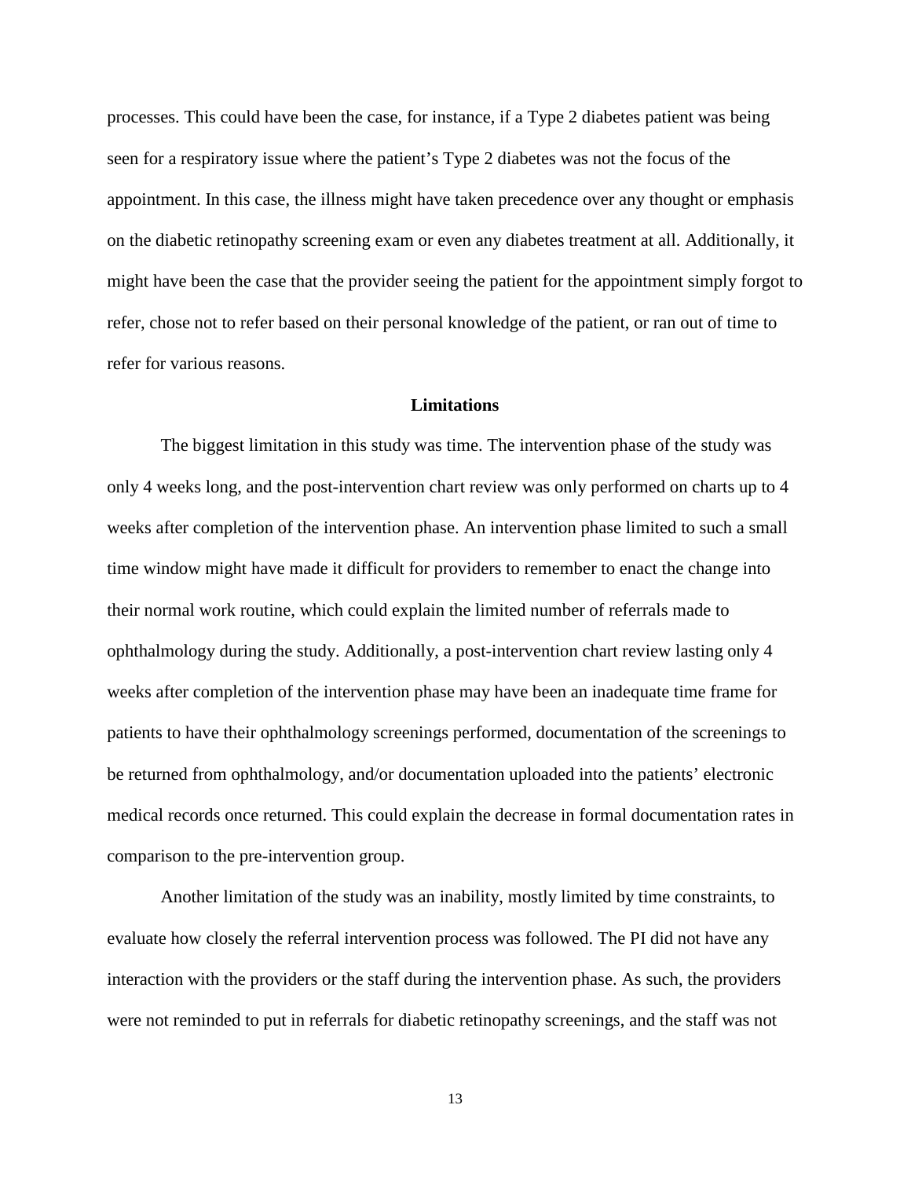processes. This could have been the case, for instance, if a Type 2 diabetes patient was being seen for a respiratory issue where the patient's Type 2 diabetes was not the focus of the appointment. In this case, the illness might have taken precedence over any thought or emphasis on the diabetic retinopathy screening exam or even any diabetes treatment at all. Additionally, it might have been the case that the provider seeing the patient for the appointment simply forgot to refer, chose not to refer based on their personal knowledge of the patient, or ran out of time to refer for various reasons.

## Limitations

The biggest limitation in this study was time. The intervention phase of the study was only 4 weeks long, and the post-intervention chart review was only performed on charts up to 4 weeks after completion of the intervention phase. An intervention phase limited to such a small time window might have made it difficult for providers to remember to enact the change into their normal work routine, which could explain the limited number of referrals made to ophthalmology during the study. Additionally, a post-intervention chart review lasting only 4 weeks after completion of the intervention phase may have been an inadequate time frame for patients to have their ophthalmology screenings performed, documentation of the screenings to be returned from ophthalmology, and/or documentation uploaded into the patients' electronic medical records once returned. This could explain the decrease in formal documentation rates in comparison to the pre-intervention group.

Another limitation of the study was an inability, mostly limited by time constraints, to evaluate how closely the referral intervention process was followed. The PI did not have any interaction with the providers or the staff during the intervention phase. As such, the providers were not reminded to put in referrals for diabetic retinopathy screenings, and the staff was not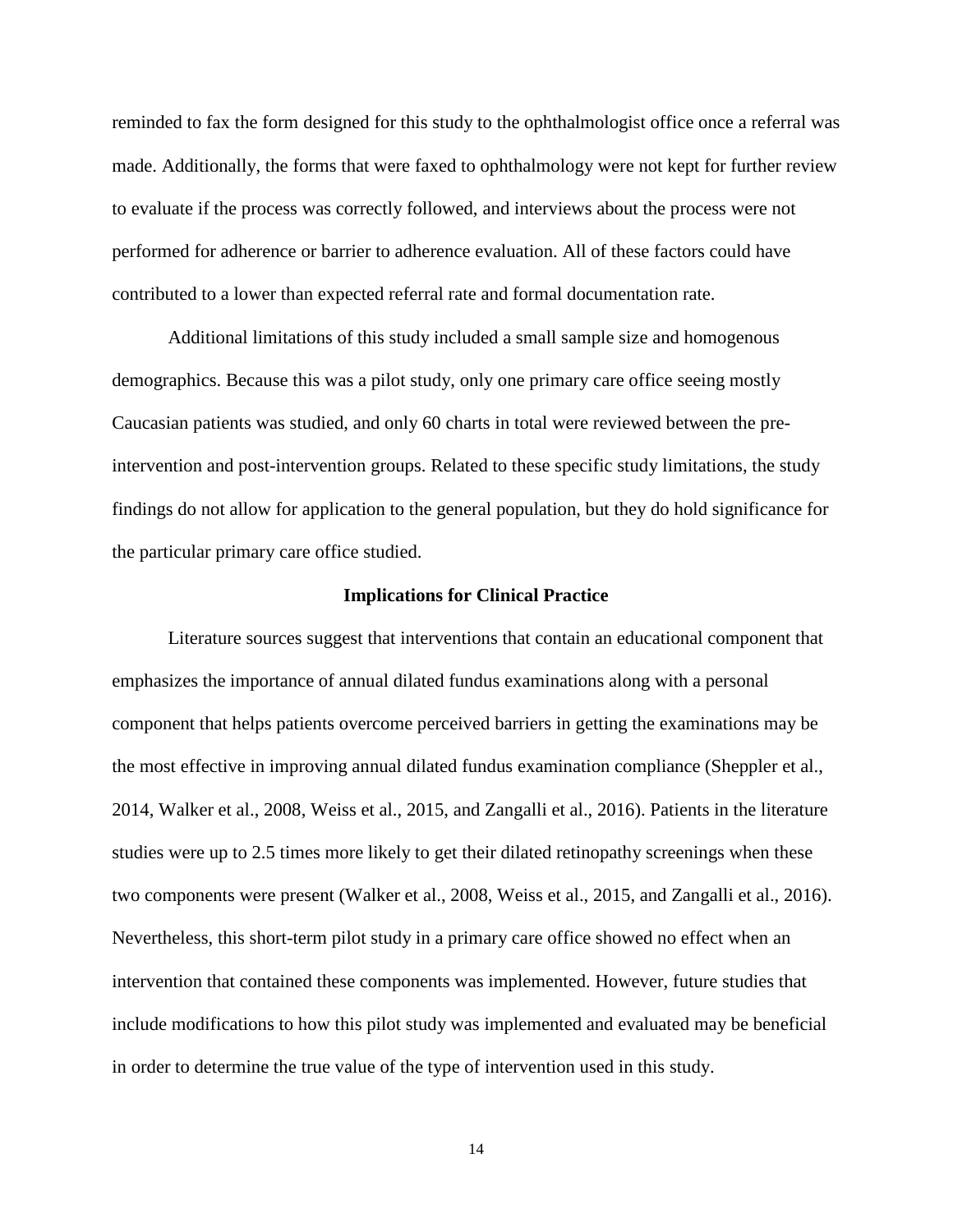reminded to fax the form designed for this study to the ophthalmologist office once a referral was made. Additionally, the forms that were faxed to ophthalmology were not kept for further review to evaluate if the process was correctly followed, and interviews about the process were not performed for adherence or barrier to adherence evaluation. All of these factors could have contributed to a lower than expected referral rate and formal documentation rate.

Additional limitations of this study included a small sample size and homogenous demographics. Because this was a pilot study, only one primary care office seeing mostly Caucasian patients was studied, and only 60 charts in total were reviewed between the pre-intervention and post-intervention groups. Related to these specific study limitations, the study findings do not allow for application to the general population, but they do hold significance for the particular primary care office studied.

## Implications for Clinical Practice

Literature sources suggest that interventions that contain an educational component that emphasizes the importance of annual dilated fundus examinations along with a personal component that helps patients overcome perceived barriers in getting the examinations may be the most effective in improving annual dilated fundus examination compliance (Sheppler et al., 2014, Walker et al., 2008, Weiss et al., 2015, and Zangalli et al., 2016). Patients in the literature studies were up to 2.5 times more likely to get their dilated retinopathy screenings when these two components were present (Walker et al., 2008, Weiss et al., 2015, and Zangalli et al., 2016). Nevertheless, this short-term pilot study in a primary care office showed no effect when an intervention that contained these components was implemented. However, future studies that include modifications to how this pilot study was implemented and evaluated may be beneficial in order to determine the true value of the type of intervention used in this study.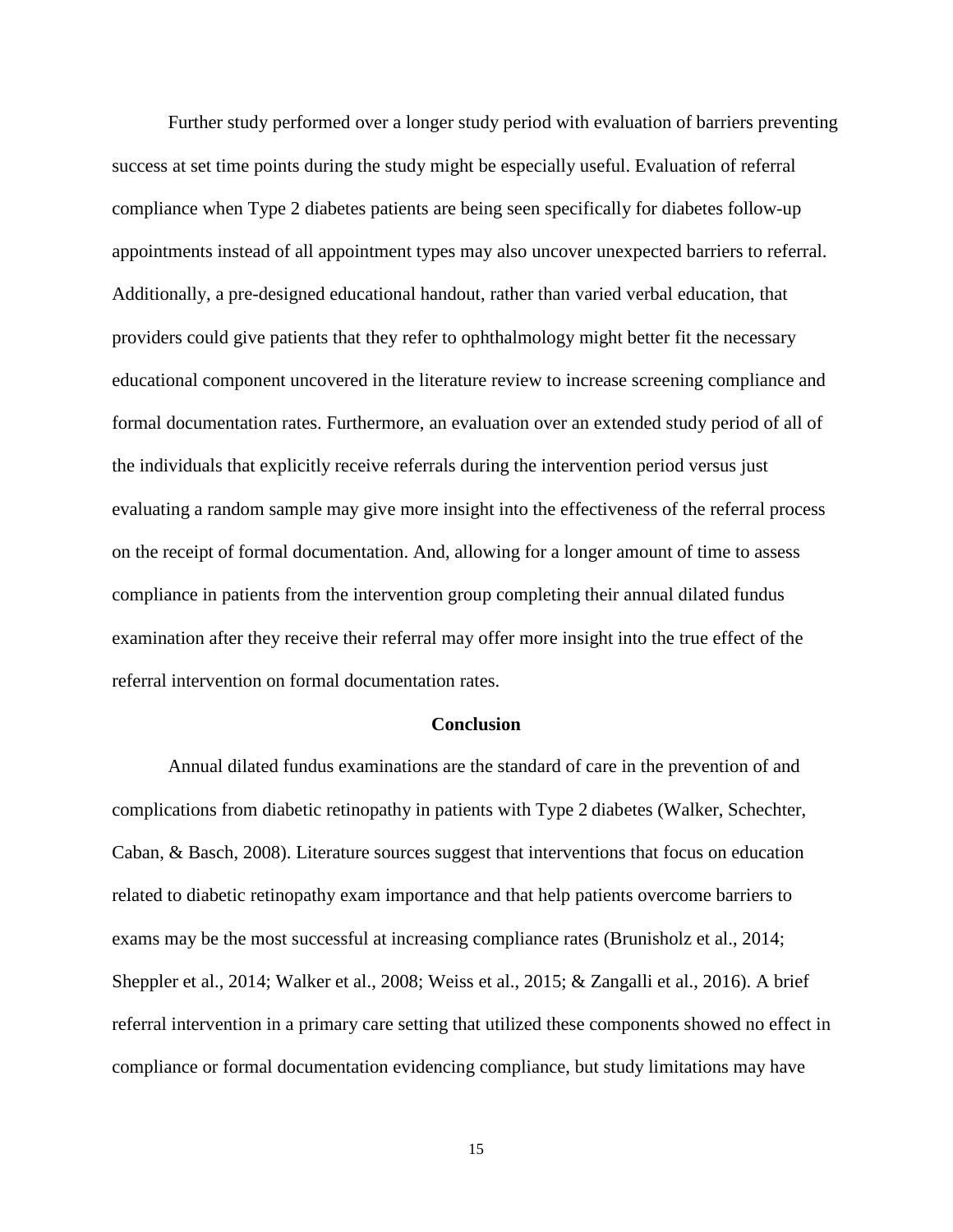Further study performed over a longer study period with evaluation of barriers preventing success at set time points during the study might be especially useful. Evaluation of referral compliance when Type 2 diabetes patients are being seen specifically for diabetes follow-up appointments instead of all appointment types may also uncover unexpected barriers to referral. Additionally, a pre-designed educational handout, rather than varied verbal education, that providers could give patients that they refer to ophthalmology might better fit the necessary educational component uncovered in the literature review to increase screening compliance and formal documentation rates. Furthermore, an evaluation over an extended study period of all of the individuals that explicitly receive referrals during the intervention period versus just evaluating a random sample may give more insight into the effectiveness of the referral process on the receipt of formal documentation. And, allowing for a longer amount of time to assess compliance in patients from the intervention group completing their annual dilated fundus examination after they receive their referral may offer more insight into the true effect of the referral intervention on formal documentation rates.

## Conclusion

Annual dilated fundus examinations are the standard of care in the prevention of and complications from diabetic retinopathy in patients with Type 2 diabetes (Walker, Schechter, Caban, & Basch, 2008). Literature sources suggest that interventions that focus on education related to diabetic retinopathy exam importance and that help patients overcome barriers to exams may be the most successful at increasing compliance rates (Brunisholz et al., 2014; Sheppler et al., 2014; Walker et al., 2008; Weiss et al., 2015; & Zangalli et al., 2016). A brief referral intervention in a primary care setting that utilized these components showed no effect in compliance or formal documentation evidencing compliance, but study limitations may have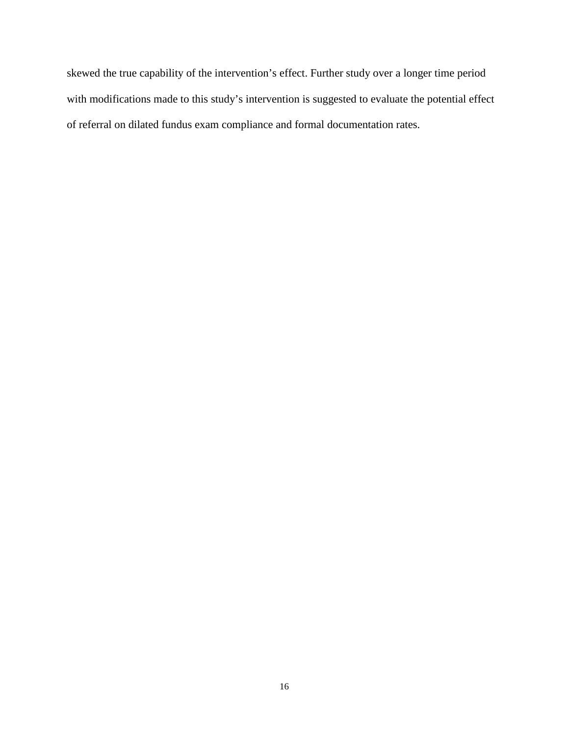skewed the true capability of the intervention’s effect. Further study over a longer time period with modifications made to this study’s intervention is suggested to evaluate the potential effect of referral on dilated fundus exam compliance and formal documentation rates.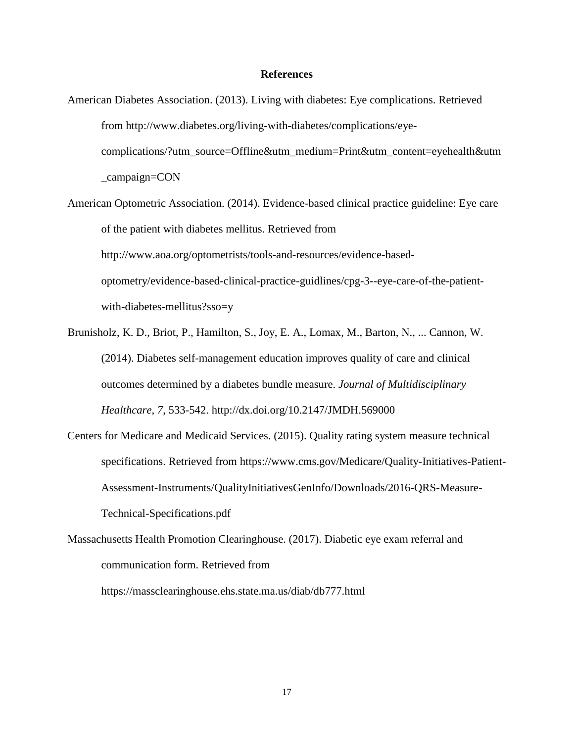**References**

American Diabetes Association. (2013). Living with diabetes: Eye complications. Retrieved from http://www.diabetes.org/living-with-diabetes/complications/eye-complications/?utm_source=Offline&utm_medium=Print&utm_content=eyehealth&utm_campaign=CON

American Optometric Association. (2014). Evidence-based clinical practice guideline: Eye care of the patient with diabetes mellitus. Retrieved from http://www.aoa.org/optometrists/tools-and-resources/evidence-based-optometry/evidence-based-clinical-practice-guidlines/cpg-3--eye-care-of-the-patient-with-diabetes-mellitus?sso=y

Brunisholz, K. D., Briot, P., Hamilton, S., Joy, E. A., Lomax, M., Barton, N., ... Cannon, W. (2014). Diabetes self-management education improves quality of care and clinical outcomes determined by a diabetes bundle measure. *Journal of Multidisciplinary Healthcare*, *7*, 533-542. http://dx.doi.org/10.2147/JMDH.569000

Centers for Medicare and Medicaid Services. (2015). Quality rating system measure technical specifications. Retrieved from https://www.cms.gov/Medicare/Quality-Initiatives-Patient-Assessment-Instruments/QualityInitiativesGenInfo/Downloads/2016-QRS-Measure-Technical-Specifications.pdf

Massachusetts Health Promotion Clearinghouse. (2017). Diabetic eye exam referral and communication form. Retrieved from https://massclearinghouse.ehs.state.ma.us/diab/db777.html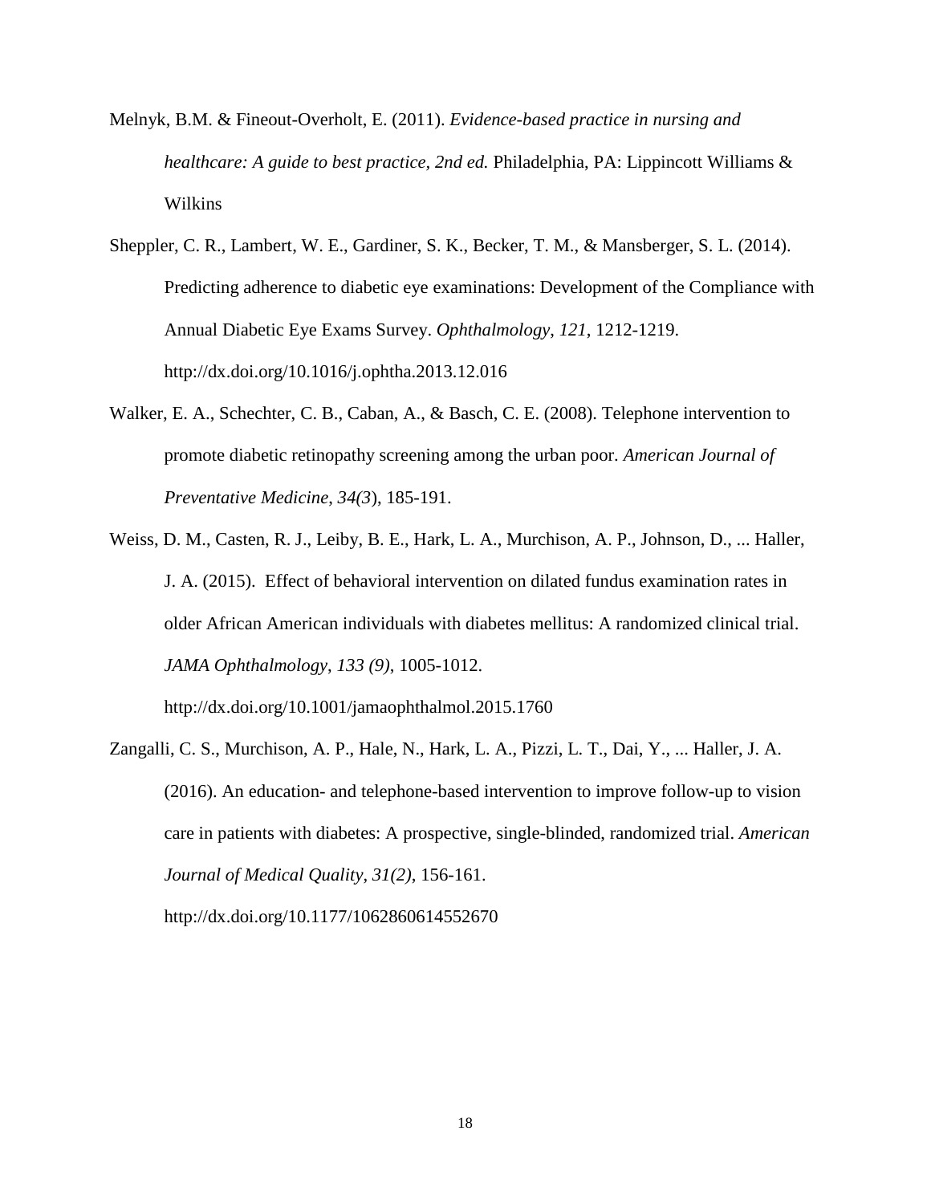Melnyk, B.M. & Fineout-Overholt, E. (2011). *Evidence-based practice in nursing and healthcare: A guide to best practice, 2nd ed.* Philadelphia, PA: Lippincott Williams & Wilkins

Sheppler, C. R., Lambert, W. E., Gardiner, S. K., Becker, T. M., & Mansberger, S. L. (2014). Predicting adherence to diabetic eye examinations: Development of the Compliance with Annual Diabetic Eye Exams Survey. *Ophthalmology*, *121*, 1212-1219. http://dx.doi.org/10.1016/j.ophtha.2013.12.016

Walker, E. A., Schechter, C. B., Caban, A., & Basch, C. E. (2008). Telephone intervention to promote diabetic retinopathy screening among the urban poor. *American Journal of Preventative Medicine*, *34(3*), 185-191.

Weiss, D. M., Casten, R. J., Leiby, B. E., Hark, L. A., Murchison, A. P., Johnson, D., ... Haller, J. A. (2015). Effect of behavioral intervention on dilated fundus examination rates in older African American individuals with diabetes mellitus: A randomized clinical trial. *JAMA Ophthalmology*, *133 (9)*, 1005-1012. http://dx.doi.org/10.1001/jamaophthalmol.2015.1760

Zangalli, C. S., Murchison, A. P., Hale, N., Hark, L. A., Pizzi, L. T., Dai, Y., ... Haller, J. A. (2016). An education- and telephone-based intervention to improve follow-up to vision care in patients with diabetes: A prospective, single-blinded, randomized trial. *American Journal of Medical Quality, 31(2)*, 156-161. http://dx.doi.org/10.1177/1062860614552670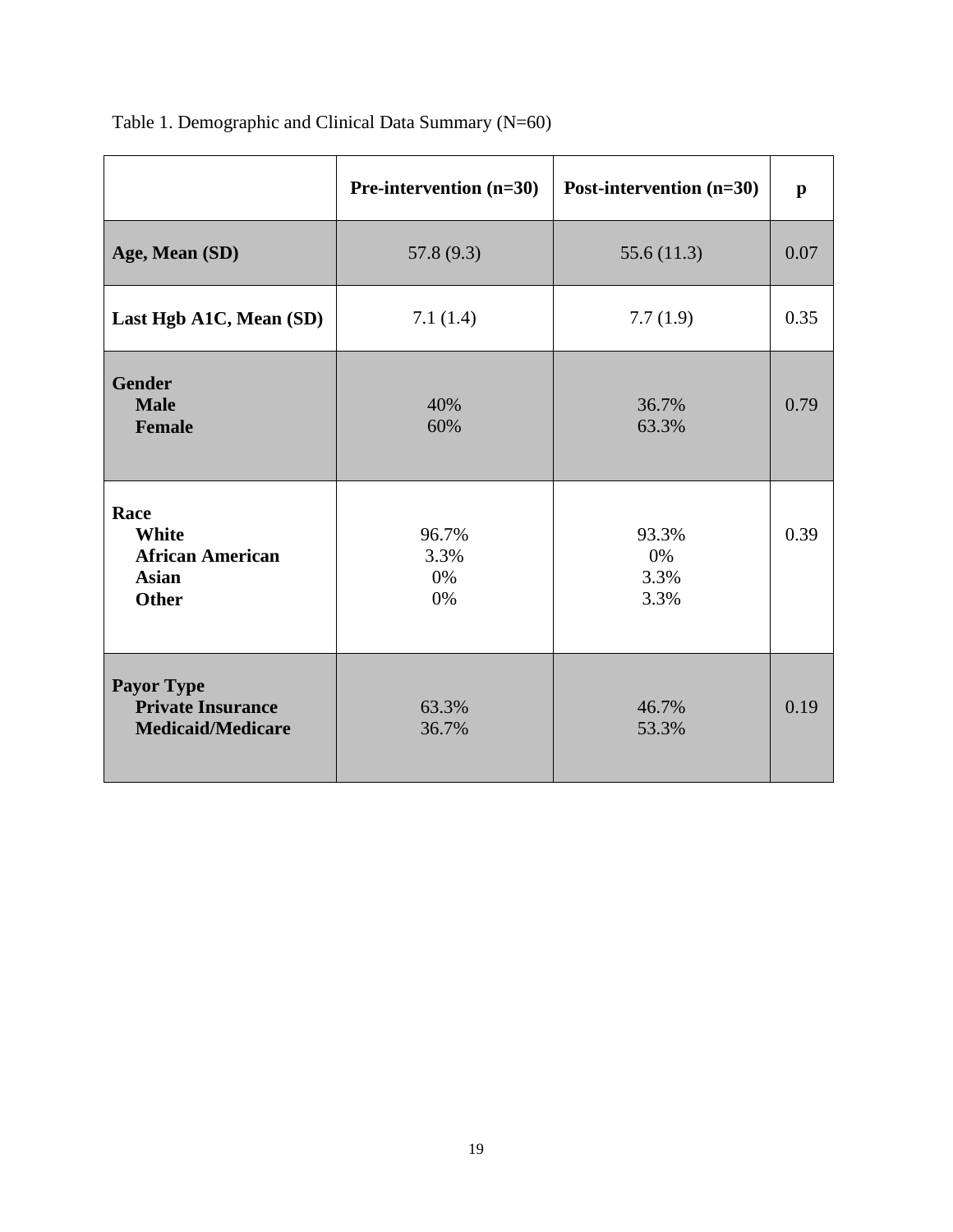Table 1. Demographic and Clinical Data Summary (N=60)

| | **Pre-intervention (n=30)** | **Post-intervention (n=30)** | **p** |
|---|---|---|---|
| **Age, Mean (SD)** | 57.8 (9.3) | 55.6 (11.3) | 0.07 |
| **Last Hgb A1C, Mean (SD)** | 7.1 (1.4) | 7.7 (1.9) | 0.35 |
| **Gender** | | | 0.79 |
| **Male** | 40% | 36.7% | |
| **Female** | 60% | 63.3% | |
| **Race** | | | 0.39 |
| **White** | 96.7% | 93.3% | |
| **African American** | 3.3% | 0% | |
| **Asian** | 0% | 3.3% | |
| **Other** | 0% | 3.3% | |
| **Payor Type** | | | 0.19 |
| **Private Insurance** | 63.3% | 46.7% | |
| **Medicaid/Medicare** | 36.7% | 53.3% | |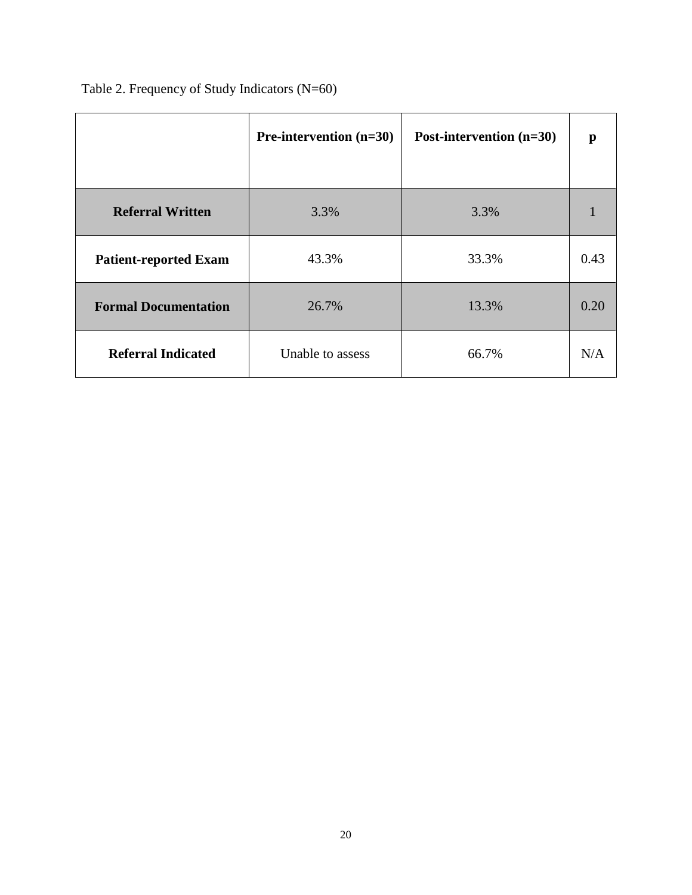Table 2. Frequency of Study Indicators (N=60)

| | **Pre-intervention (n=30)** | **Post-intervention (n=30)** | **p** |
|---|---|---|---|
| **Referral Written** | 3.3% | 3.3% | 1 |
| **Patient-reported Exam** | 43.3% | 33.3% | 0.43 |
| **Formal Documentation** | 26.7% | 13.3% | 0.20 |
| **Referral Indicated** | Unable to assess | 66.7% | N/A |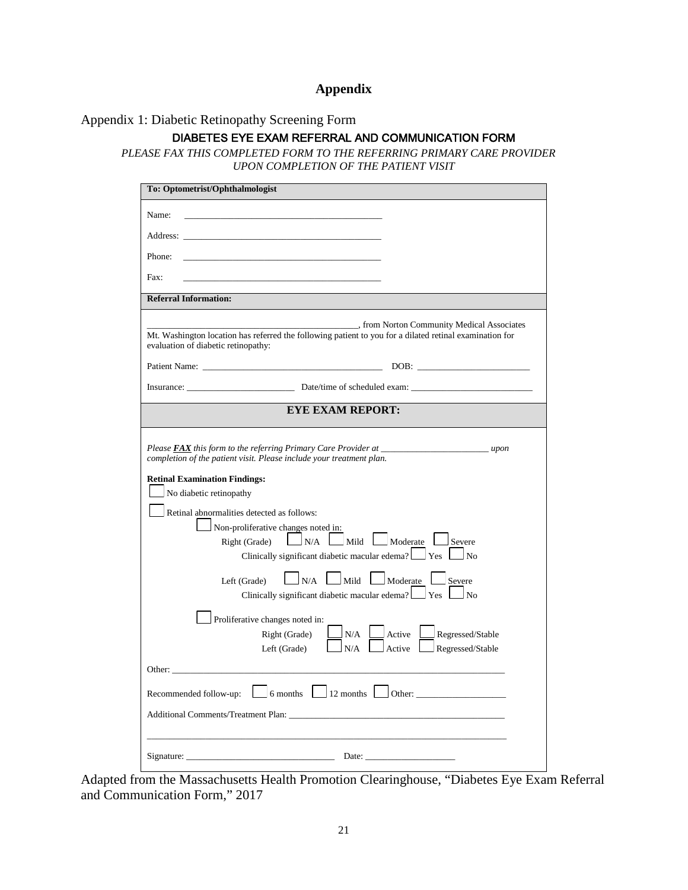# Appendix

## Appendix 1: Diabetic Retinopathy Screening Form

### DIABETES EYE EXAM REFERRAL AND COMMUNICATION FORM

*PLEASE FAX THIS COMPLETED FORM TO THE REFERRING PRIMARY CARE PROVIDER UPON COMPLETION OF THE PATIENT VISIT*

**To: Optometrist/Ophthalmologist**

Name: ____________________________________________

Address: ____________________________________________

Phone: ____________________________________________

Fax: ____________________________________________

**Referral Information:**

______________________________________________, from Norton Community Medical Associates Mt. Washington location has referred the following patient to you for a dilated retinal examination for evaluation of diabetic retinopathy:

Patient Name: ________________________________________ DOB: ________________________

Insurance: ________________________ Date/time of scheduled exam: __________________________

**EYE EXAM REPORT:**

*Please **FAX** this form to the referring Primary Care Provider at ________________________ upon completion of the patient visit. Please include your treatment plan.*

**Retinal Examination Findings:**

☐ No diabetic retinopathy

☐ Retinal abnormalities detected as follows:

- ☐ Non-proliferative changes noted in:
  - Right (Grade) ☐ N/A ☐ Mild ☐ Moderate ☐ Severe
    - Clinically significant diabetic macular edema? ☐ Yes ☐ No
  - Left (Grade) ☐ N/A ☐ Mild ☐ Moderate ☐ Severe
    - Clinically significant diabetic macular edema? ☐ Yes ☐ No
- ☐ Proliferative changes noted in:
  - Right (Grade) ☐ N/A ☐ Active ☐ Regressed/Stable
  - Left (Grade) ☐ N/A ☐ Active ☐ Regressed/Stable

Other: ____________________________________________________________________________

Recommended follow-up: ☐ 6 months ☐ 12 months ☐ Other: ____________________

Additional Comments/Treatment Plan: _________________________________________________

______________________________________________________________________________

Signature: ________________________________ Date: ____________________

Adapted from the Massachusetts Health Promotion Clearinghouse, "Diabetes Eye Exam Referral and Communication Form," 2017